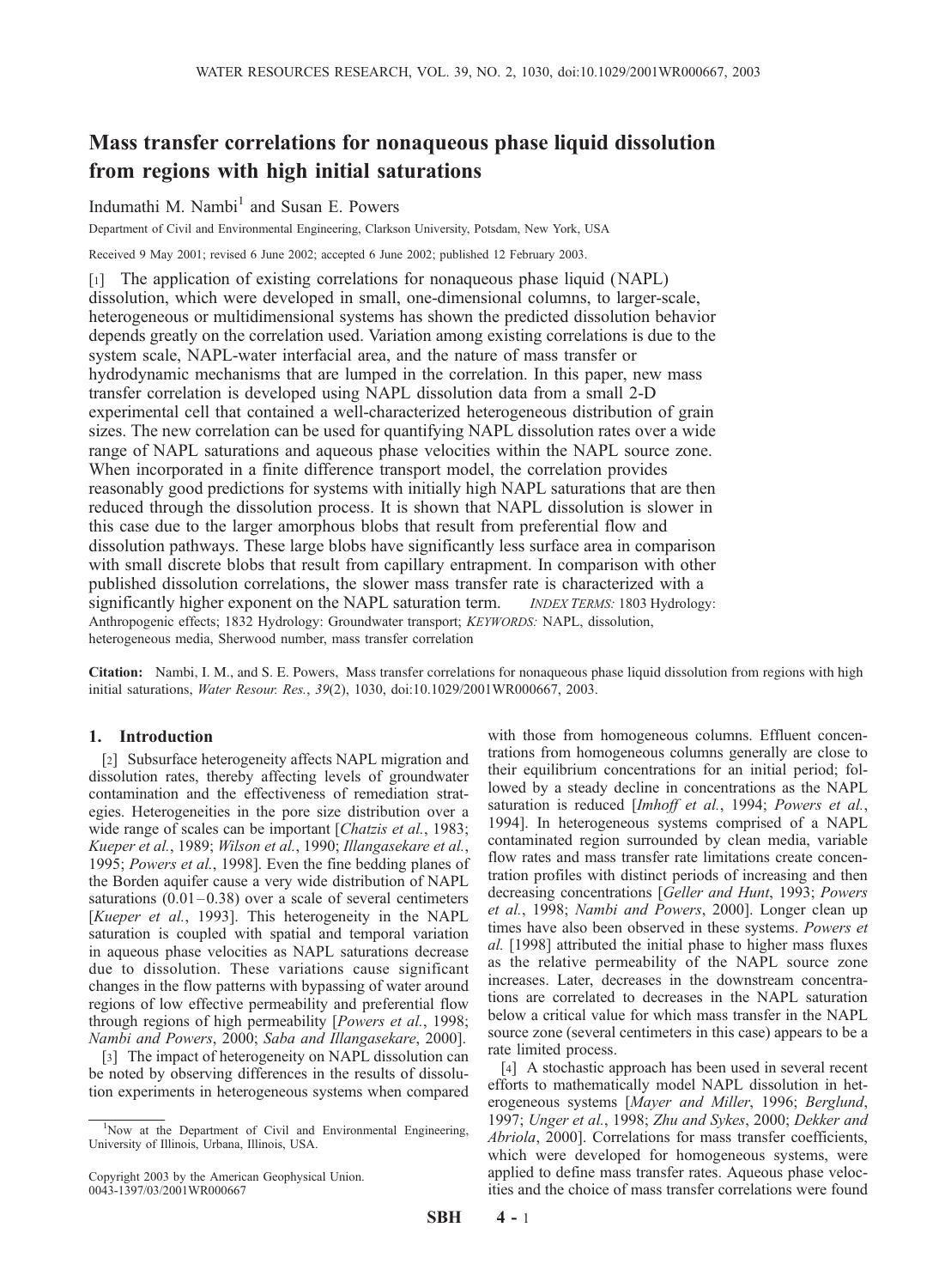# Mass transfer correlations for nonaqueous phase liquid dissolution from regions with high initial saturations

Indumathi M. Nambi[1] and Susan E. Powers

Department of Civil and Environmental Engineering, Clarkson University, Potsdam, New York, USA

Received 9 May 2001; revised 6 June 2002; accepted 6 June 2002; published 12 February 2003.

[1] The application of existing correlations for nonaqueous phase liquid (NAPL) dissolution, which were developed in small, one-dimensional columns, to larger-scale, heterogeneous or multidimensional systems has shown the predicted dissolution behavior depends greatly on the correlation used. Variation among existing correlations is due to the system scale, NAPL-water interfacial area, and the nature of mass transfer or hydrodynamic mechanisms that are lumped in the correlation. In this paper, new mass transfer correlation is developed using NAPL dissolution data from a small 2-D experimental cell that contained a well-characterized heterogeneous distribution of grain sizes. The new correlation can be used for quantifying NAPL dissolution rates over a wide range of NAPL saturations and aqueous phase velocities within the NAPL source zone. When incorporated in a finite difference transport model, the correlation provides reasonably good predictions for systems with initially high NAPL saturations that are then reduced through the dissolution process. It is shown that NAPL dissolution is slower in this case due to the larger amorphous blobs that result from preferential flow and dissolution pathways. These large blobs have significantly less surface area in comparison with small discrete blobs that result from capillary entrapment. In comparison with other published dissolution correlations, the slower mass transfer rate is characterized with a significantly higher exponent on the NAPL saturation term. *INDEX TERMS:* 1803 Hydrology: Anthropogenic effects; 1832 Hydrology: Groundwater transport; *KEYWORDS:* NAPL, dissolution, heterogeneous media, Sherwood number, mass transfer correlation

**Citation:** Nambi, I. M., and S. E. Powers, Mass transfer correlations for nonaqueous phase liquid dissolution from regions with high initial saturations, *Water Resour. Res.*, *39*(2), 1030, doi:10.1029/2001WR000667, 2003.

## 1. Introduction

[2] Subsurface heterogeneity affects NAPL migration and dissolution rates, thereby affecting levels of groundwater contamination and the effectiveness of remediation strategies. Heterogeneities in the pore size distribution over a wide range of scales can be important [*Chatzis et al.*, 1983; *Kueper et al.*, 1989; *Wilson et al.*, 1990; *Illangasekare et al.*, 1995; *Powers et al.*, 1998]. Even the fine bedding planes of the Borden aquifer cause a very wide distribution of NAPL saturations (0.01–0.38) over a scale of several centimeters [*Kueper et al.*, 1993]. This heterogeneity in the NAPL saturation is coupled with spatial and temporal variation in aqueous phase velocities as NAPL saturations decrease due to dissolution. These variations cause significant changes in the flow patterns with bypassing of water around regions of low effective permeability and preferential flow through regions of high permeability [*Powers et al.*, 1998; *Nambi and Powers*, 2000; *Saba and Illangasekare*, 2000].

[3] The impact of heterogeneity on NAPL dissolution can be noted by observing differences in the results of dissolution experiments in heterogeneous systems when compared with those from homogeneous columns. Effluent concentrations from homogeneous columns generally are close to their equilibrium concentrations for an initial period; followed by a steady decline in concentrations as the NAPL saturation is reduced [*Imhoff et al.*, 1994; *Powers et al.*, 1994]. In heterogeneous systems comprised of a NAPL contaminated region surrounded by clean media, variable flow rates and mass transfer rate limitations create concentration profiles with distinct periods of increasing and then decreasing concentrations [*Geller and Hunt*, 1993; *Powers et al.*, 1998; *Nambi and Powers*, 2000]. Longer clean up times have also been observed in these systems. *Powers et al.* [1998] attributed the initial phase to higher mass fluxes as the relative permeability of the NAPL source zone increases. Later, decreases in the downstream concentrations are correlated to decreases in the NAPL saturation below a critical value for which mass transfer in the NAPL source zone (several centimeters in this case) appears to be a rate limited process.

[4] A stochastic approach has been used in several recent efforts to mathematically model NAPL dissolution in heterogeneous systems [*Mayer and Miller*, 1996; *Berglund*, 1997; *Unger et al.*, 1998; *Zhu and Sykes*, 2000; *Dekker and Abriola*, 2000]. Correlations for mass transfer coefficients, which were developed for homogeneous systems, were applied to define mass transfer rates. Aqueous phase velocities and the choice of mass transfer correlations were found

[1] Now at the Department of Civil and Environmental Engineering, University of Illinois, Urbana, Illinois, USA.

Copyright 2003 by the American Geophysical Union.
0043-1397/03/2001WR000667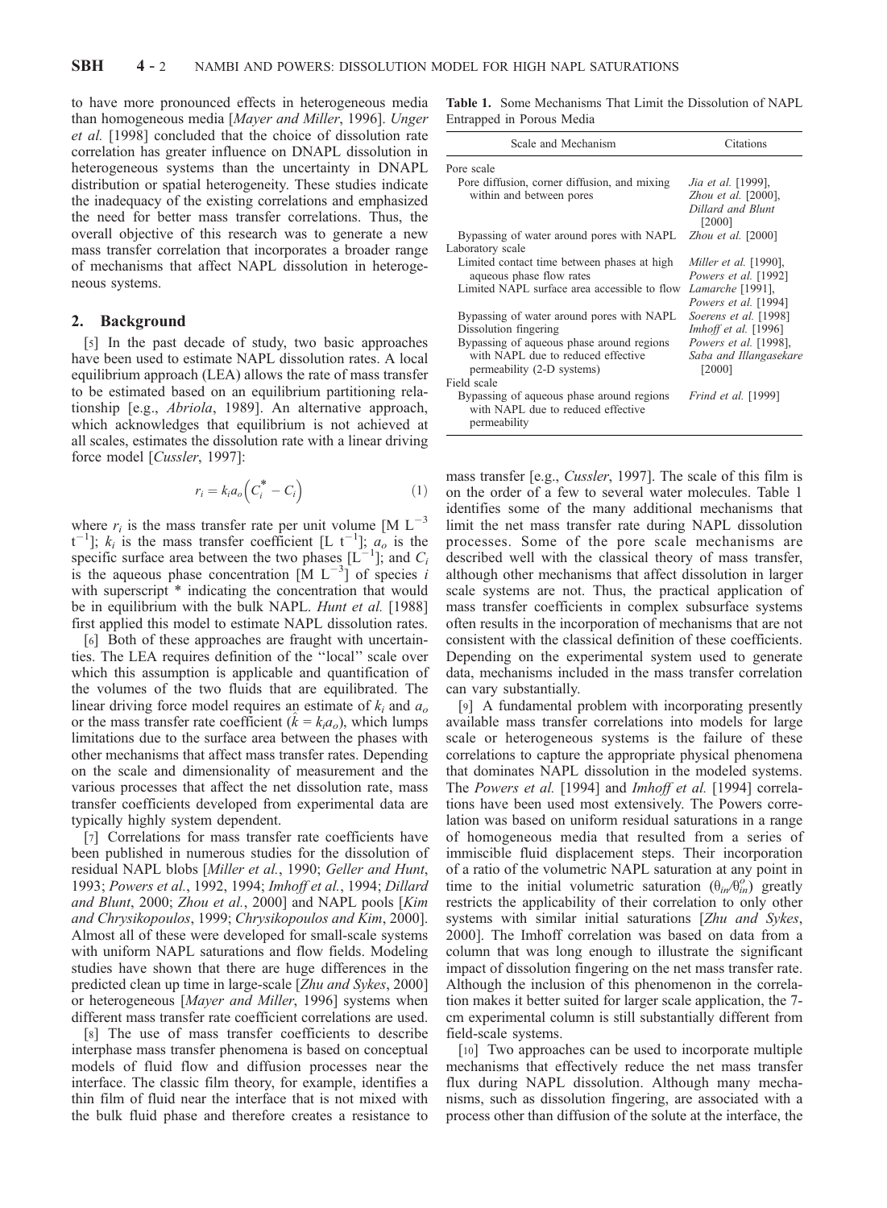to have more pronounced effects in heterogeneous media than homogeneous media [*Mayer and Miller*, 1996]. *Unger et al.* [1998] concluded that the choice of dissolution rate correlation has greater influence on DNAPL dissolution in heterogeneous systems than the uncertainty in DNAPL distribution or spatial heterogeneity. These studies indicate the inadequacy of the existing correlations and emphasized the need for better mass transfer correlations. Thus, the overall objective of this research was to generate a new mass transfer correlation that incorporates a broader range of mechanisms that affect NAPL dissolution in heterogeneous systems.

## 2. Background

[5] In the past decade of study, two basic approaches have been used to estimate NAPL dissolution rates. A local equilibrium approach (LEA) allows the rate of mass transfer to be estimated based on an equilibrium partitioning relationship [e.g., *Abriola*, 1989]. An alternative approach, which acknowledges that equilibrium is not achieved at all scales, estimates the dissolution rate with a linear driving force model [*Cussler*, 1997]:

$$r_i = k_i a_o \left( C_i^* - C_i \right) \tag{1}$$

where $r_i$ is the mass transfer rate per unit volume [M L$^{-3}$ t$^{-1}$]; $k_i$ is the mass transfer coefficient [L t$^{-1}$]; $a_o$ is the specific surface area between the two phases [L$^{-1}$]; and $C_i$ is the aqueous phase concentration [M L$^{-3}$] of species $i$ with superscript * indicating the concentration that would be in equilibrium with the bulk NAPL. *Hunt et al.* [1988] first applied this model to estimate NAPL dissolution rates.

[6] Both of these approaches are fraught with uncertainties. The LEA requires definition of the "local" scale over which this assumption is applicable and quantification of the volumes of the two fluids that are equilibrated. The linear driving force model requires an estimate of $k_i$ and $a_o$ or the mass transfer rate coefficient ($\hat{k} = k_i a_o$), which lumps limitations due to the surface area between the phases with other mechanisms that affect mass transfer rates. Depending on the scale and dimensionality of measurement and the various processes that affect the net dissolution rate, mass transfer coefficients developed from experimental data are typically highly system dependent.

[7] Correlations for mass transfer rate coefficients have been published in numerous studies for the dissolution of residual NAPL blobs [*Miller et al.*, 1990; *Geller and Hunt*, 1993; *Powers et al.*, 1992, 1994; *Imhoff et al.*, 1994; *Dillard and Blunt*, 2000; *Zhou et al.*, 2000] and NAPL pools [*Kim and Chrysikopoulos*, 1999; *Chrysikopoulos and Kim*, 2000]. Almost all of these were developed for small-scale systems with uniform NAPL saturations and flow fields. Modeling studies have shown that there are huge differences in the predicted clean up time in large-scale [*Zhu and Sykes*, 2000] or heterogeneous [*Mayer and Miller*, 1996] systems when different mass transfer rate coefficient correlations are used.

[8] The use of mass transfer coefficients to describe interphase mass transfer phenomena is based on conceptual models of fluid flow and diffusion processes near the interface. The classic film theory, for example, identifies a thin film of fluid near the interface that is not mixed with the bulk fluid phase and therefore creates a resistance to mass transfer [e.g., *Cussler*, 1997]. The scale of this film is on the order of a few to several water molecules. Table 1 identifies some of the many additional mechanisms that limit the net mass transfer rate during NAPL dissolution processes. Some of the pore scale mechanisms are described well with the classical theory of mass transfer, although other mechanisms that affect dissolution in larger scale systems are not. Thus, the practical application of mass transfer coefficients in complex subsurface systems often results in the incorporation of mechanisms that are not consistent with the classical definition of these coefficients. Depending on the experimental system used to generate data, mechanisms included in the mass transfer correlation can vary substantially.

**Table 1.** Some Mechanisms That Limit the Dissolution of NAPL Entrapped in Porous Media

| Scale and Mechanism | Citations |
|---|---|
| Pore scale | |
| Pore diffusion, corner diffusion, and mixing within and between pores | *Jia et al.* [1999], *Zhou et al.* [2000], *Dillard and Blunt* [2000] |
| Bypassing of water around pores with NAPL | *Zhou et al.* [2000] |
| Laboratory scale | |
| Limited contact time between phases at high aqueous phase flow rates | *Miller et al.* [1990], *Powers et al.* [1992] |
| Limited NAPL surface area accessible to flow | *Lamarche* [1991], *Powers et al.* [1994] |
| Bypassing of water around pores with NAPL | *Soerens et al.* [1998] |
| Dissolution fingering | *Imhoff et al.* [1996] |
| Bypassing of aqueous phase around regions with NAPL due to reduced effective permeability (2-D systems) | *Powers et al.* [1998], *Saba and Illangasekare* [2000] |
| Field scale | |
| Bypassing of aqueous phase around regions with NAPL due to reduced effective permeability | *Frind et al.* [1999] |

[9] A fundamental problem with incorporating presently available mass transfer correlations into models for large scale or heterogeneous systems is the failure of these correlations to capture the appropriate physical phenomena that dominates NAPL dissolution in the modeled systems. The *Powers et al.* [1994] and *Imhoff et al.* [1994] correlations have been used most extensively. The Powers correlation was based on uniform residual saturations in a range of homogeneous media that resulted from a series of immiscible fluid displacement steps. Their incorporation of a ratio of the volumetric NAPL saturation at any point in time to the initial volumetric saturation ($\theta_{in}/\theta_{in}^o$) greatly restricts the applicability of their correlation to only other systems with similar initial saturations [*Zhu and Sykes*, 2000]. The Imhoff correlation was based on data from a column that was long enough to illustrate the significant impact of dissolution fingering on the net mass transfer rate. Although the inclusion of this phenomenon in the correlation makes it better suited for larger scale application, the 7-cm experimental column is still substantially different from field-scale systems.

[10] Two approaches can be used to incorporate multiple mechanisms that effectively reduce the net mass transfer flux during NAPL dissolution. Although many mechanisms, such as dissolution fingering, are associated with a process other than diffusion of the solute at the interface, the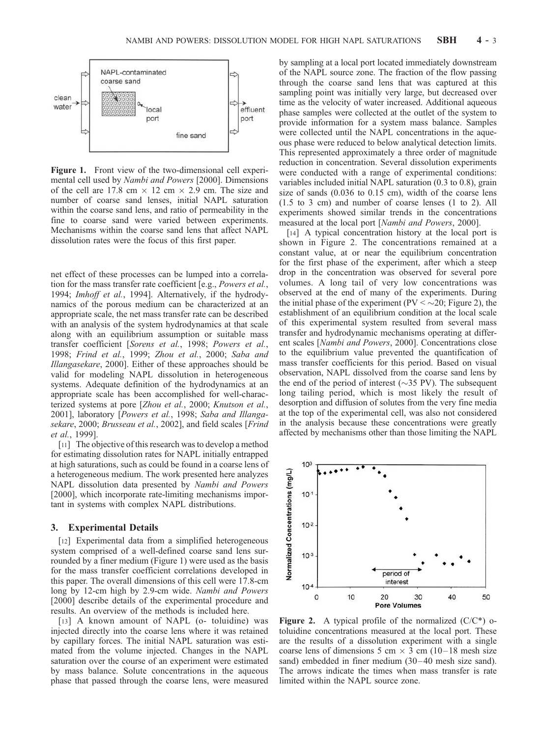Figure 1. Front view of the two-dimensional cell experimental cell used by *Nambi and Powers* [2000]. Dimensions of the cell are 17.8 cm × 12 cm × 2.9 cm. The size and number of coarse sand lenses, initial NAPL saturation within the coarse sand lens, and ratio of permeability in the fine to coarse sand were varied between experiments. Mechanisms within the coarse sand lens that affect NAPL dissolution rates were the focus of this first paper.

net effect of these processes can be lumped into a correlation for the mass transfer rate coefficient [e.g., *Powers et al.*, 1994; *Imhoff et al.*, 1994]. Alternatively, if the hydrodynamics of the porous medium can be characterized at an appropriate scale, the net mass transfer rate can be described with an analysis of the system hydrodynamics at that scale along with an equilibrium assumption or suitable mass transfer coefficient [*Sorens et al.*, 1998; *Powers et al.*, 1998; *Frind et al.*, 1999; *Zhou et al.*, 2000; *Saba and Illangasekare*, 2000]. Either of these approaches should be valid for modeling NAPL dissolution in heterogeneous systems. Adequate definition of the hydrodynamics at an appropriate scale has been accomplished for well-characterized systems at pore [*Zhou et al.*, 2000; *Knutson et al.*, 2001], laboratory [*Powers et al.*, 1998; *Saba and Illangasekare*, 2000; *Brusseau et al.*, 2002], and field scales [*Frind et al.*, 1999].

[11] The objective of this research was to develop a method for estimating dissolution rates for NAPL initially entrapped at high saturations, such as could be found in a coarse lens of a heterogeneous medium. The work presented here analyzes NAPL dissolution data presented by *Nambi and Powers* [2000], which incorporate rate-limiting mechanisms important in systems with complex NAPL distributions.

## 3. Experimental Details

[12] Experimental data from a simplified heterogeneous system comprised of a well-defined coarse sand lens surrounded by a finer medium (Figure 1) were used as the basis for the mass transfer coefficient correlations developed in this paper. The overall dimensions of this cell were 17.8-cm long by 12-cm high by 2.9-cm wide. *Nambi and Powers* [2000] describe details of the experimental procedure and results. An overview of the methods is included here.

[13] A known amount of NAPL (o- toluidine) was injected directly into the coarse lens where it was retained by capillary forces. The initial NAPL saturation was estimated from the volume injected. Changes in the NAPL saturation over the course of an experiment were estimated by mass balance. Solute concentrations in the aqueous phase that passed through the coarse lens, were measured by sampling at a local port located immediately downstream of the NAPL source zone. The fraction of the flow passing through the coarse sand lens that was captured at this sampling point was initially very large, but decreased over time as the velocity of water increased. Additional aqueous phase samples were collected at the outlet of the system to provide information for a system mass balance. Samples were collected until the NAPL concentrations in the aqueous phase were reduced to below analytical detection limits. This represented approximately a three order of magnitude reduction in concentration. Several dissolution experiments were conducted with a range of experimental conditions: variables included initial NAPL saturation (0.3 to 0.8), grain size of sands (0.036 to 0.15 cm), width of the coarse lens (1.5 to 3 cm) and number of coarse lenses (1 to 2). All experiments showed similar trends in the concentrations measured at the local port [*Nambi and Powers*, 2000].

[14] A typical concentration history at the local port is shown in Figure 2. The concentrations remained at a constant value, at or near the equilibrium concentration for the first phase of the experiment, after which a steep drop in the concentration was observed for several pore volumes. A long tail of very low concentrations was observed at the end of many of the experiments. During the initial phase of the experiment (PV < ~20; Figure 2), the establishment of an equilibrium condition at the local scale of this experimental system resulted from several mass transfer and hydrodynamic mechanisms operating at different scales [*Nambi and Powers*, 2000]. Concentrations close to the equilibrium value prevented the quantification of mass transfer coefficients for this period. Based on visual observation, NAPL dissolved from the coarse sand lens by the end of the period of interest (~35 PV). The subsequent long tailing period, which is most likely the result of desorption and diffusion of solutes from the very fine media at the top of the experimental cell, was also not considered in the analysis because these concentrations were greatly affected by mechanisms other than those limiting the NAPL

Figure 2. A typical profile of the normalized ($C/C^*$) o-toluidine concentrations measured at the local port. These are the results of a dissolution experiment with a single coarse lens of dimensions 5 cm × 3 cm (10–18 mesh size sand) embedded in finer medium (30–40 mesh size sand). The arrows indicate the times when mass transfer is rate limited within the NAPL source zone.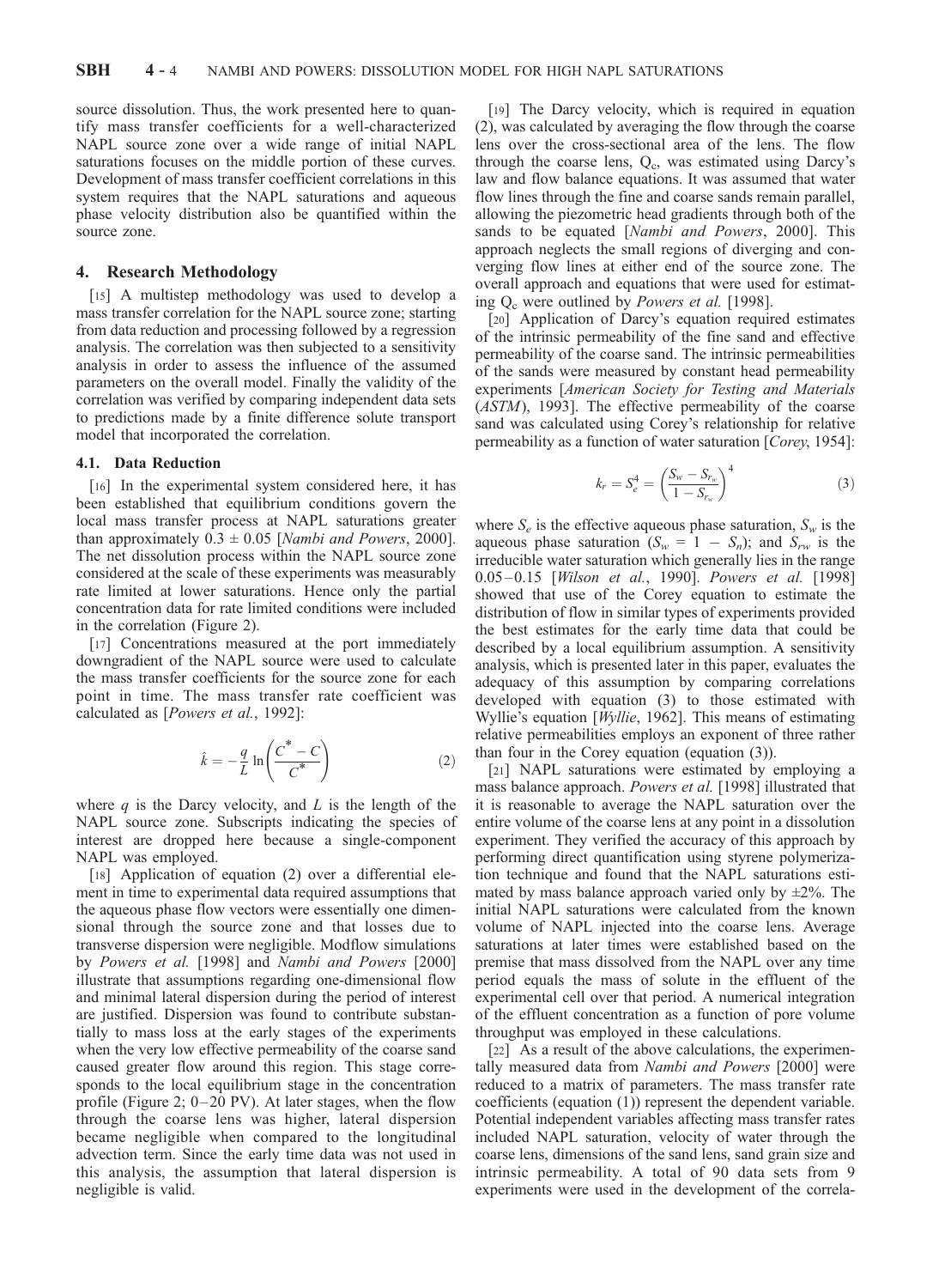source dissolution. Thus, the work presented here to quantify mass transfer coefficients for a well-characterized NAPL source zone over a wide range of initial NAPL saturations focuses on the middle portion of these curves. Development of mass transfer coefficient correlations in this system requires that the NAPL saturations and aqueous phase velocity distribution also be quantified within the source zone.

## 4. Research Methodology

[15] A multistep methodology was used to develop a mass transfer correlation for the NAPL source zone; starting from data reduction and processing followed by a regression analysis. The correlation was then subjected to a sensitivity analysis in order to assess the influence of the assumed parameters on the overall model. Finally the validity of the correlation was verified by comparing independent data sets to predictions made by a finite difference solute transport model that incorporated the correlation.

### 4.1. Data Reduction

[16] In the experimental system considered here, it has been established that equilibrium conditions govern the local mass transfer process at NAPL saturations greater than approximately $0.3 \pm 0.05$ [*Nambi and Powers*, 2000]. The net dissolution process within the NAPL source zone considered at the scale of these experiments was measurably rate limited at lower saturations. Hence only the partial concentration data for rate limited conditions were included in the correlation (Figure 2).

[17] Concentrations measured at the port immediately downgradient of the NAPL source were used to calculate the mass transfer coefficients for the source zone for each point in time. The mass transfer rate coefficient was calculated as [*Powers et al.*, 1992]:

$$\hat{k} = -\frac{q}{L} \ln\left(\frac{C^* - C}{C^*}\right) \tag{2}$$

where $q$ is the Darcy velocity, and $L$ is the length of the NAPL source zone. Subscripts indicating the species of interest are dropped here because a single-component NAPL was employed.

[18] Application of equation (2) over a differential element in time to experimental data required assumptions that the aqueous phase flow vectors were essentially one dimensional through the source zone and that losses due to transverse dispersion were negligible. Modflow simulations by *Powers et al.* [1998] and *Nambi and Powers* [2000] illustrate that assumptions regarding one-dimensional flow and minimal lateral dispersion during the period of interest are justified. Dispersion was found to contribute substantially to mass loss at the early stages of the experiments when the very low effective permeability of the coarse sand caused greater flow around this region. This stage corresponds to the local equilibrium stage in the concentration profile (Figure 2; 0–20 PV). At later stages, when the flow through the coarse lens was higher, lateral dispersion became negligible when compared to the longitudinal advection term. Since the early time data was not used in this analysis, the assumption that lateral dispersion is negligible is valid.

[19] The Darcy velocity, which is required in equation (2), was calculated by averaging the flow through the coarse lens over the cross-sectional area of the lens. The flow through the coarse lens, $Q_c$, was estimated using Darcy's law and flow balance equations. It was assumed that water flow lines through the fine and coarse sands remain parallel, allowing the piezometric head gradients through both of the sands to be equated [*Nambi and Powers*, 2000]. This approach neglects the small regions of diverging and converging flow lines at either end of the source zone. The overall approach and equations that were used for estimating $Q_c$ were outlined by *Powers et al.* [1998].

[20] Application of Darcy's equation required estimates of the intrinsic permeability of the fine sand and effective permeability of the coarse sand. The intrinsic permeabilities of the sands were measured by constant head permeability experiments [*American Society for Testing and Materials* (*ASTM*), 1993]. The effective permeability of the coarse sand was calculated using Corey's relationship for relative permeability as a function of water saturation [*Corey*, 1954]:

$$k_r = S_e^4 = \left(\frac{S_w - S_{r_w}}{1 - S_{r_w}}\right)^4 \tag{3}$$

where $S_e$ is the effective aqueous phase saturation, $S_w$ is the aqueous phase saturation ($S_w = 1 - S_n$); and $S_{rw}$ is the irreducible water saturation which generally lies in the range 0.05–0.15 [*Wilson et al.*, 1990]. *Powers et al.* [1998] showed that use of the Corey equation to estimate the distribution of flow in similar types of experiments provided the best estimates for the early time data that could be described by a local equilibrium assumption. A sensitivity analysis, which is presented later in this paper, evaluates the adequacy of this assumption by comparing correlations developed with equation (3) to those estimated with Wyllie's equation [*Wyllie*, 1962]. This means of estimating relative permeabilities employs an exponent of three rather than four in the Corey equation (equation (3)).

[21] NAPL saturations were estimated by employing a mass balance approach. *Powers et al.* [1998] illustrated that it is reasonable to average the NAPL saturation over the entire volume of the coarse lens at any point in a dissolution experiment. They verified the accuracy of this approach by performing direct quantification using styrene polymerization technique and found that the NAPL saturations estimated by mass balance approach varied only by ±2%. The initial NAPL saturations were calculated from the known volume of NAPL injected into the coarse lens. Average saturations at later times were established based on the premise that mass dissolved from the NAPL over any time period equals the mass of solute in the effluent of the experimental cell over that period. A numerical integration of the effluent concentration as a function of pore volume throughput was employed in these calculations.

[22] As a result of the above calculations, the experimentally measured data from *Nambi and Powers* [2000] were reduced to a matrix of parameters. The mass transfer rate coefficients (equation (1)) represent the dependent variable. Potential independent variables affecting mass transfer rates included NAPL saturation, velocity of water through the coarse lens, dimensions of the sand lens, sand grain size and intrinsic permeability. A total of 90 data sets from 9 experiments were used in the development of the correla-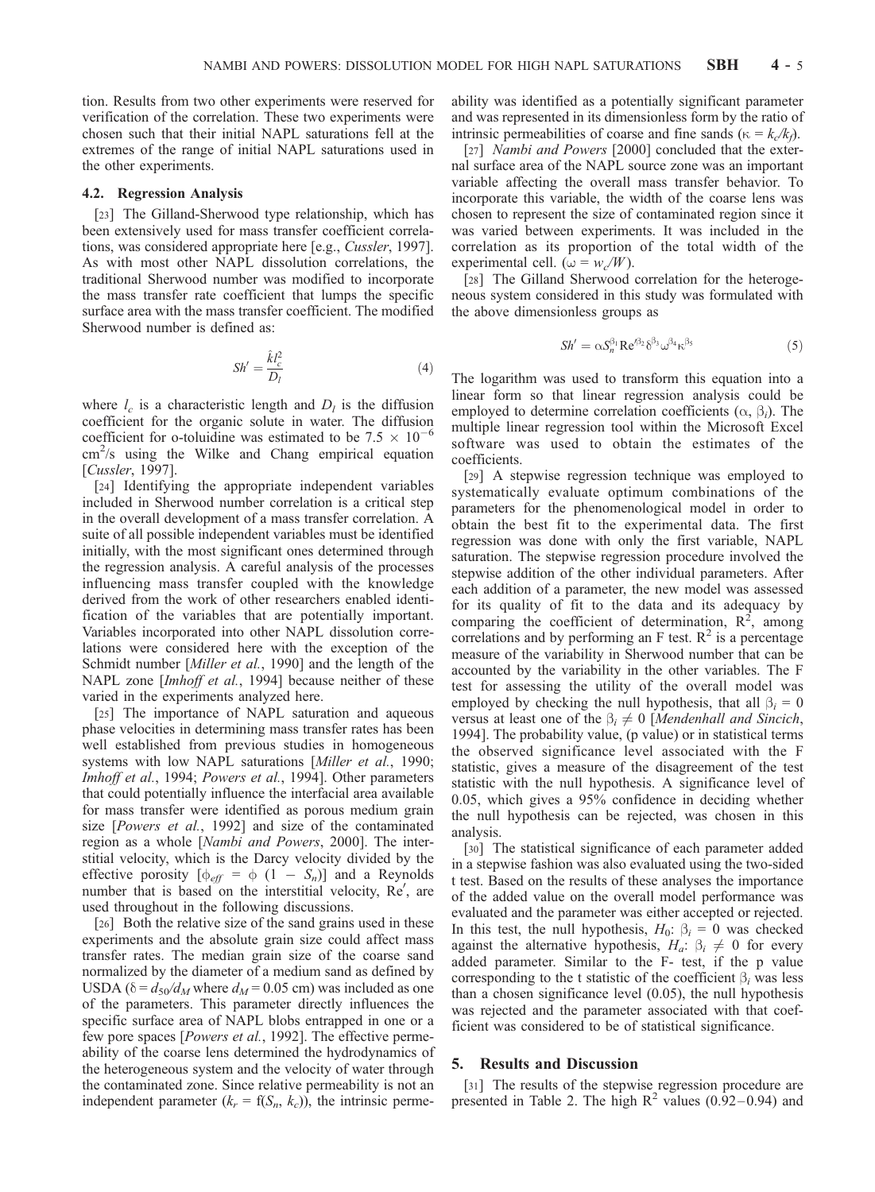tion. Results from two other experiments were reserved for verification of the correlation. These two experiments were chosen such that their initial NAPL saturations fell at the extremes of the range of initial NAPL saturations used in the other experiments.

### 4.2. Regression Analysis

[23] The Gilland-Sherwood type relationship, which has been extensively used for mass transfer coefficient correlations, was considered appropriate here [e.g., *Cussler*, 1997]. As with most other NAPL dissolution correlations, the traditional Sherwood number was modified to incorporate the mass transfer rate coefficient that lumps the specific surface area with the mass transfer coefficient. The modified Sherwood number is defined as:

$$Sh' = \frac{\hat{k} l_c^2}{D_l} \tag{4}$$

where $l_c$ is a characteristic length and $D_l$ is the diffusion coefficient for the organic solute in water. The diffusion coefficient for o-toluidine was estimated to be $7.5 \times 10^{-6}$ $cm^2/s$ using the Wilke and Chang empirical equation [*Cussler*, 1997].

[24] Identifying the appropriate independent variables included in Sherwood number correlation is a critical step in the overall development of a mass transfer correlation. A suite of all possible independent variables must be identified initially, with the most significant ones determined through the regression analysis. A careful analysis of the processes influencing mass transfer coupled with the knowledge derived from the work of other researchers enabled identification of the variables that are potentially important. Variables incorporated into other NAPL dissolution correlations were considered here with the exception of the Schmidt number [*Miller et al.*, 1990] and the length of the NAPL zone [*Imhoff et al.*, 1994] because neither of these varied in the experiments analyzed here.

[25] The importance of NAPL saturation and aqueous phase velocities in determining mass transfer rates has been well established from previous studies in homogeneous systems with low NAPL saturations [*Miller et al.*, 1990; *Imhoff et al.*, 1994; *Powers et al.*, 1994]. Other parameters that could potentially influence the interfacial area available for mass transfer were identified as porous medium grain size [*Powers et al.*, 1992] and size of the contaminated region as a whole [*Nambi and Powers*, 2000]. The interstitial velocity, which is the Darcy velocity divided by the effective porosity [$\phi_{eff} = \phi\,(1 - S_n)$] and a Reynolds number that is based on the interstitial velocity, $Re'$, are used throughout in the following discussions.

[26] Both the relative size of the sand grains used in these experiments and the absolute grain size could affect mass transfer rates. The median grain size of the coarse sand normalized by the diameter of a medium sand as defined by USDA ($\delta = d_{50}/d_M$ where $d_M = 0.05$ cm) was included as one of the parameters. This parameter directly influences the specific surface area of NAPL blobs entrapped in one or a few pore spaces [*Powers et al.*, 1992]. The effective permeability of the coarse lens determined the hydrodynamics of the heterogeneous system and the velocity of water through the contaminated zone. Since relative permeability is not an independent parameter ($k_r = f(S_n, k_c)$), the intrinsic permeability was identified as a potentially significant parameter and was represented in its dimensionless form by the ratio of intrinsic permeabilities of coarse and fine sands ($\kappa = k_c/k_f$).

[27] *Nambi and Powers* [2000] concluded that the external surface area of the NAPL source zone was an important variable affecting the overall mass transfer behavior. To incorporate this variable, the width of the coarse lens was chosen to represent the size of contaminated region since it was varied between experiments. It was included in the correlation as its proportion of the total width of the experimental cell. ($\omega = w_c/W$).

[28] The Gilland Sherwood correlation for the heterogeneous system considered in this study was formulated with the above dimensionless groups as

$$Sh' = \alpha S_n^{\beta_1} Re'^{\beta_2} \delta^{\beta_3} \omega^{\beta_4} \kappa^{\beta_5} \tag{5}$$

The logarithm was used to transform this equation into a linear form so that linear regression analysis could be employed to determine correlation coefficients ($\alpha$, $\beta_i$). The multiple linear regression tool within the Microsoft Excel software was used to obtain the estimates of the coefficients.

[29] A stepwise regression technique was employed to systematically evaluate optimum combinations of the parameters for the phenomenological model in order to obtain the best fit to the experimental data. The first regression was done with only the first variable, NAPL saturation. The stepwise regression procedure involved the stepwise addition of the other individual parameters. After each addition of a parameter, the new model was assessed for its quality of fit to the data and its adequacy by comparing the coefficient of determination, $R^2$, among correlations and by performing an F test. $R^2$ is a percentage measure of the variability in Sherwood number that can be accounted by the variability in the other variables. The F test for assessing the utility of the overall model was employed by checking the null hypothesis, that all $\beta_i = 0$ versus at least one of the $\beta_i \neq 0$ [*Mendenhall and Sincich*, 1994]. The probability value, (p value) or in statistical terms the observed significance level associated with the F statistic, gives a measure of the disagreement of the test statistic with the null hypothesis. A significance level of 0.05, which gives a 95% confidence in deciding whether the null hypothesis can be rejected, was chosen in this analysis.

[30] The statistical significance of each parameter added in a stepwise fashion was also evaluated using the two-sided t test. Based on the results of these analyses the importance of the added value on the overall model performance was evaluated and the parameter was either accepted or rejected. In this test, the null hypothesis, $H_0$: $\beta_i = 0$ was checked against the alternative hypothesis, $H_a$: $\beta_i \neq 0$ for every added parameter. Similar to the F- test, if the p value corresponding to the t statistic of the coefficient $\beta_i$ was less than a chosen significance level (0.05), the null hypothesis was rejected and the parameter associated with that coefficient was considered to be of statistical significance.

## 5. Results and Discussion

[31] The results of the stepwise regression procedure are presented in Table 2. The high $R^2$ values (0.92–0.94) and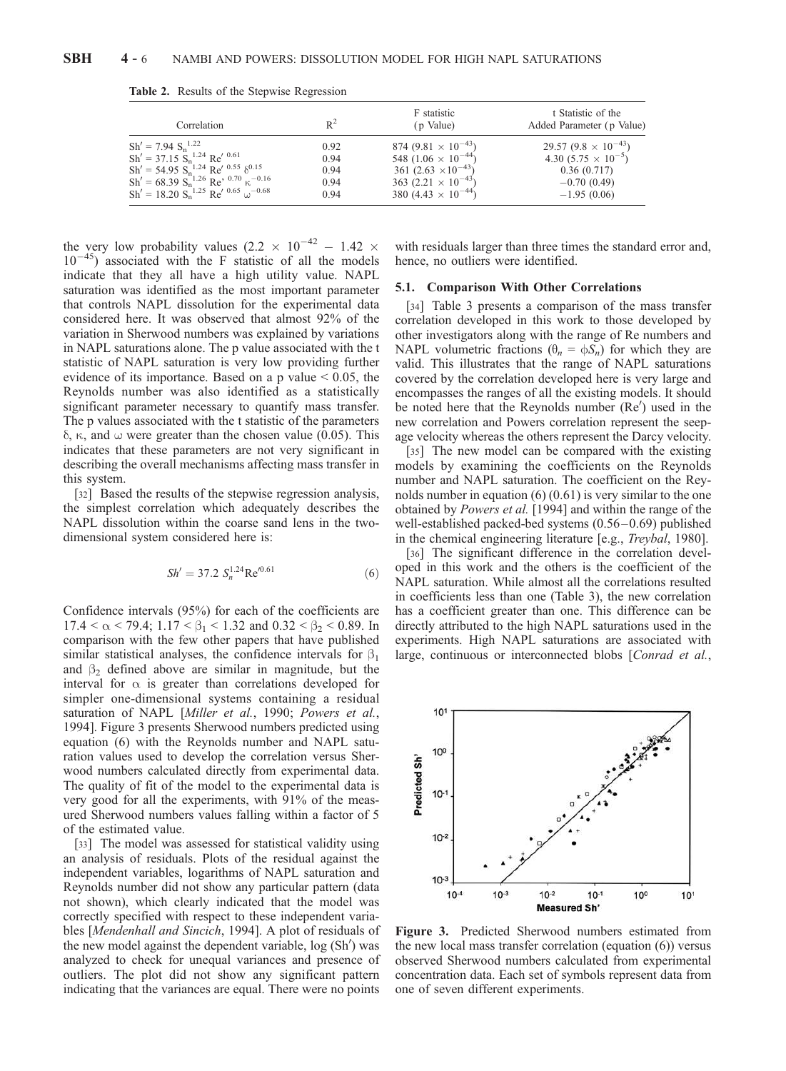**Table 2.** Results of the Stepwise Regression

| Correlation | $R^2$ | F statistic (p Value) | t Statistic of the Added Parameter (p Value) |
| --- | --- | --- | --- |
| $Sh' = 7.94\ S_n^{1.22}$ | 0.92 | 874 ($9.81 \times 10^{-43}$) | 29.57 ($9.8 \times 10^{-43}$) |
| $Sh' = 37.15\ S_n^{1.24}\ Re'^{\ 0.61}$ | 0.94 | 548 ($1.06 \times 10^{-44}$) | 4.30 ($5.75 \times 10^{-5}$) |
| $Sh' = 54.95\ S_n^{1.24}\ Re'^{\ 0.55}\ \delta^{0.15}$ | 0.94 | 361 ($2.63 \times 10^{-43}$) | 0.36 (0.717) |
| $Sh' = 68.39\ S_n^{1.26}\ Re'^{\ 0.70}\ \kappa^{-0.16}$ | 0.94 | 363 ($2.21 \times 10^{-43}$) | −0.70 (0.49) |
| $Sh' = 18.20\ S_n^{1.25}\ Re'^{\ 0.65}\ \omega^{-0.68}$ | 0.94 | 380 ($4.43 \times 10^{-44}$) | −1.95 (0.06) |

the very low probability values ($2.2 \times 10^{-42} - 1.42 \times 10^{-45}$) associated with the F statistic of all the models indicate that they all have a high utility value. NAPL saturation was identified as the most important parameter that controls NAPL dissolution for the experimental data considered here. It was observed that almost 92% of the variation in Sherwood numbers was explained by variations in NAPL saturations alone. The p value associated with the t statistic of NAPL saturation is very low providing further evidence of its importance. Based on a p value < 0.05, the Reynolds number was also identified as a statistically significant parameter necessary to quantify mass transfer. The p values associated with the t statistic of the parameters $\delta$, $\kappa$, and $\omega$ were greater than the chosen value (0.05). This indicates that these parameters are not very significant in describing the overall mechanisms affecting mass transfer in this system.

[32] Based the results of the stepwise regression analysis, the simplest correlation which adequately describes the NAPL dissolution within the coarse sand lens in the two-dimensional system considered here is:

$$Sh' = 37.2\ S_n^{1.24} \mathrm{Re}'^{0.61} \tag{6}$$

Confidence intervals (95%) for each of the coefficients are $17.4 < \alpha < 79.4$; $1.17 < \beta_1 < 1.32$ and $0.32 < \beta_2 < 0.89$. In comparison with the few other papers that have published similar statistical analyses, the confidence intervals for $\beta_1$ and $\beta_2$ defined above are similar in magnitude, but the interval for $\alpha$ is greater than correlations developed for simpler one-dimensional systems containing a residual saturation of NAPL [*Miller et al.*, 1990; *Powers et al.*, 1994]. Figure 3 presents Sherwood numbers predicted using equation (6) with the Reynolds number and NAPL saturation values used to develop the correlation versus Sherwood numbers calculated directly from experimental data. The quality of fit of the model to the experimental data is very good for all the experiments, with 91% of the measured Sherwood numbers values falling within a factor of 5 of the estimated value.

[33] The model was assessed for statistical validity using an analysis of residuals. Plots of the residual against the independent variables, logarithms of NAPL saturation and Reynolds number did not show any particular pattern (data not shown), which clearly indicated that the model was correctly specified with respect to these independent variables [*Mendenhall and Sincich*, 1994]. A plot of residuals of the new model against the dependent variable, log (Sh′) was analyzed to check for unequal variances and presence of outliers. The plot did not show any significant pattern indicating that the variances are equal. There were no points with residuals larger than three times the standard error and, hence, no outliers were identified.

### 5.1. Comparison With Other Correlations

[34] Table 3 presents a comparison of the mass transfer correlation developed in this work to those developed by other investigators along with the range of Re numbers and NAPL volumetric fractions ($\theta_n = \phi S_n$) for which they are valid. This illustrates that the range of NAPL saturations covered by the correlation developed here is very large and encompasses the ranges of all the existing models. It should be noted here that the Reynolds number (Re′) used in the new correlation and Powers correlation represent the seepage velocity whereas the others represent the Darcy velocity.

[35] The new model can be compared with the existing models by examining the coefficients on the Reynolds number and NAPL saturation. The coefficient on the Reynolds number in equation (6) (0.61) is very similar to the one obtained by *Powers et al.* [1994] and within the range of the well-established packed-bed systems (0.56–0.69) published in the chemical engineering literature [e.g., *Treybal*, 1980].

[36] The significant difference in the correlation developed in this work and the others is the coefficient of the NAPL saturation. While almost all the correlations resulted in coefficients less than one (Table 3), the new correlation has a coefficient greater than one. This difference can be directly attributed to the high NAPL saturations used in the experiments. High NAPL saturations are associated with large, continuous or interconnected blobs [*Conrad et al.*,

**Figure 3.** Predicted Sherwood numbers estimated from the new local mass transfer correlation (equation (6)) versus observed Sherwood numbers calculated from experimental concentration data. Each set of symbols represent data from one of seven different experiments.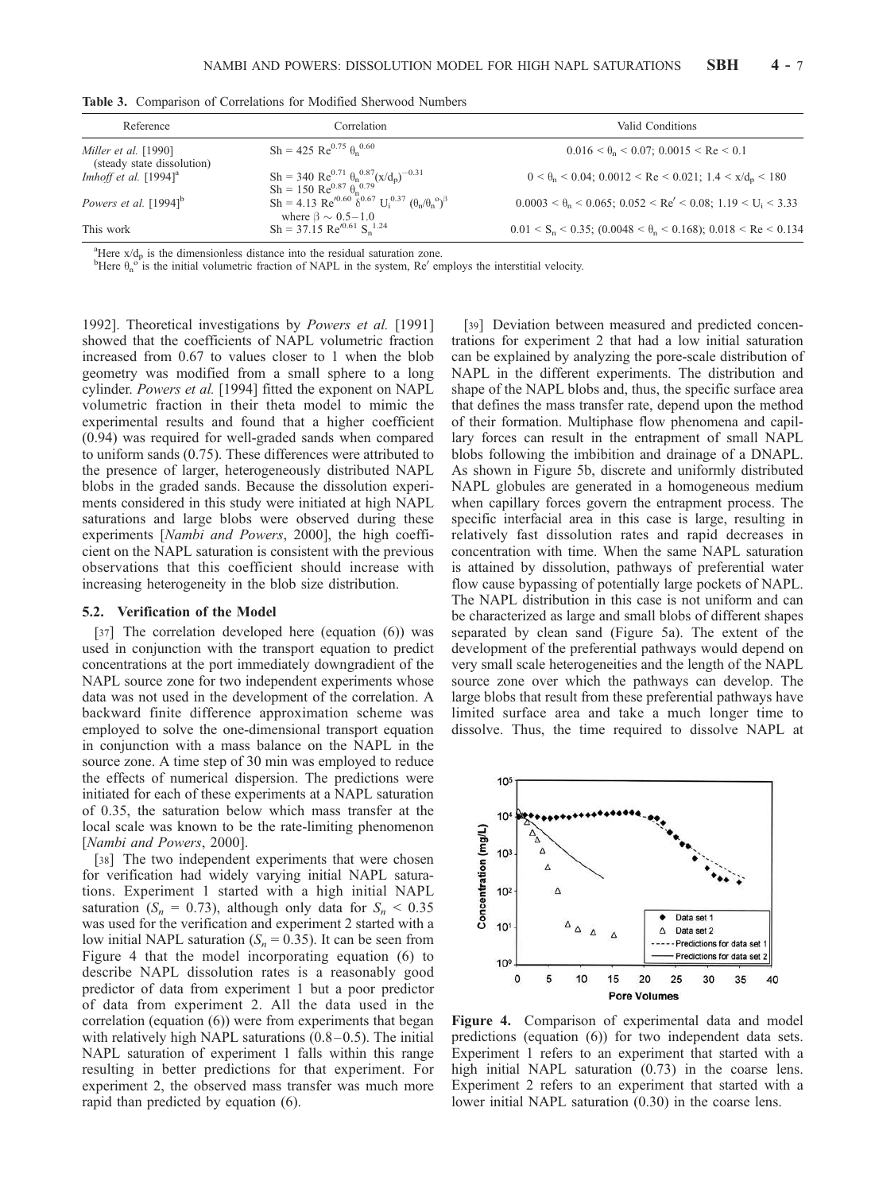**Table 3.** Comparison of Correlations for Modified Sherwood Numbers

| Reference | Correlation | Valid Conditions |
|---|---|---|
| *Miller et al.* [1990] (steady state dissolution) | $Sh = 425\, Re^{0.75}\, \theta_n^{0.60}$ | $0.016 < \theta_n < 0.07;\ 0.0015 < Re < 0.1$ |
| *Imhoff et al.* [1994][a] | $Sh = 340\, Re^{0.71}\, \theta_n^{0.87} (x/d_p)^{-0.31}$ <br> $Sh = 150\, Re^{0.87}\, \theta_n^{0.79}$ | $0 < \theta_n < 0.04;\ 0.0012 < Re < 0.021;\ 1.4 < x/d_p < 180$ |
| *Powers et al.* [1994][b] | $Sh = 4.13\, Re'^{0.60}\, \delta^{0.67}\, U_i^{0.37}\, (\theta_n/\theta_n^o)^{\beta}$ <br> where $\beta \sim 0.5-1.0$ | $0.0003 < \theta_n < 0.065;\ 0.052 < Re' < 0.08;\ 1.19 < U_i < 3.33$ |
| This work | $Sh = 37.15\, Re'^{0.61}\, S_n^{1.24}$ | $0.01 < S_n < 0.35;\ (0.0048 < \theta_n < 0.168);\ 0.018 < Re < 0.134$ |

[a]Here $x/d_p$ is the dimensionless distance into the residual saturation zone.
[b]Here $\theta_n^o$ is the initial volumetric fraction of NAPL in the system, $Re'$ employs the interstitial velocity.

1992]. Theoretical investigations by *Powers et al.* [1991] showed that the coefficients of NAPL volumetric fraction increased from 0.67 to values closer to 1 when the blob geometry was modified from a small sphere to a long cylinder. *Powers et al.* [1994] fitted the exponent on NAPL volumetric fraction in their theta model to mimic the experimental results and found that a higher coefficient (0.94) was required for well-graded sands when compared to uniform sands (0.75). These differences were attributed to the presence of larger, heterogeneously distributed NAPL blobs in the graded sands. Because the dissolution experiments considered in this study were initiated at high NAPL saturations and large blobs were observed during these experiments [*Nambi and Powers*, 2000], the high coefficient on the NAPL saturation is consistent with the previous observations that this coefficient should increase with increasing heterogeneity in the blob size distribution.

### 5.2. Verification of the Model

[37] The correlation developed here (equation (6)) was used in conjunction with the transport equation to predict concentrations at the port immediately downgradient of the NAPL source zone for two independent experiments whose data was not used in the development of the correlation. A backward finite difference approximation scheme was employed to solve the one-dimensional transport equation in conjunction with a mass balance on the NAPL in the source zone. A time step of 30 min was employed to reduce the effects of numerical dispersion. The predictions were initiated for each of these experiments at a NAPL saturation of 0.35, the saturation below which mass transfer at the local scale was known to be the rate-limiting phenomenon [*Nambi and Powers*, 2000].

[38] The two independent experiments that were chosen for verification had widely varying initial NAPL saturations. Experiment 1 started with a high initial NAPL saturation ($S_n$ = 0.73), although only data for $S_n$ < 0.35 was used for the verification and experiment 2 started with a low initial NAPL saturation ($S_n$ = 0.35). It can be seen from Figure 4 that the model incorporating equation (6) to describe NAPL dissolution rates is a reasonably good predictor of data from experiment 1 but a poor predictor of data from experiment 2. All the data used in the correlation (equation (6)) were from experiments that began with relatively high NAPL saturations (0.8–0.5). The initial NAPL saturation of experiment 1 falls within this range resulting in better predictions for that experiment. For experiment 2, the observed mass transfer was much more rapid than predicted by equation (6).

[39] Deviation between measured and predicted concentrations for experiment 2 that had a low initial saturation can be explained by analyzing the pore-scale distribution of NAPL in the different experiments. The distribution and shape of the NAPL blobs and, thus, the specific surface area that defines the mass transfer rate, depend upon the method of their formation. Multiphase flow phenomena and capillary forces can result in the entrapment of small NAPL blobs following the imbibition and drainage of a DNAPL. As shown in Figure 5b, discrete and uniformly distributed NAPL globules are generated in a homogeneous medium when capillary forces govern the entrapment process. The specific interfacial area in this case is large, resulting in relatively fast dissolution rates and rapid decreases in concentration with time. When the same NAPL saturation is attained by dissolution, pathways of preferential water flow cause bypassing of potentially large pockets of NAPL. The NAPL distribution in this case is not uniform and can be characterized as large and small blobs of different shapes separated by clean sand (Figure 5a). The extent of the development of the preferential pathways would depend on very small scale heterogeneities and the length of the NAPL source zone over which the pathways can develop. The large blobs that result from these preferential pathways have limited surface area and take a much longer time to dissolve. Thus, the time required to dissolve NAPL at

**Figure 4.** Comparison of experimental data and model predictions (equation (6)) for two independent data sets. Experiment 1 refers to an experiment that started with a high initial NAPL saturation (0.73) in the coarse lens. Experiment 2 refers to an experiment that started with a lower initial NAPL saturation (0.30) in the coarse lens.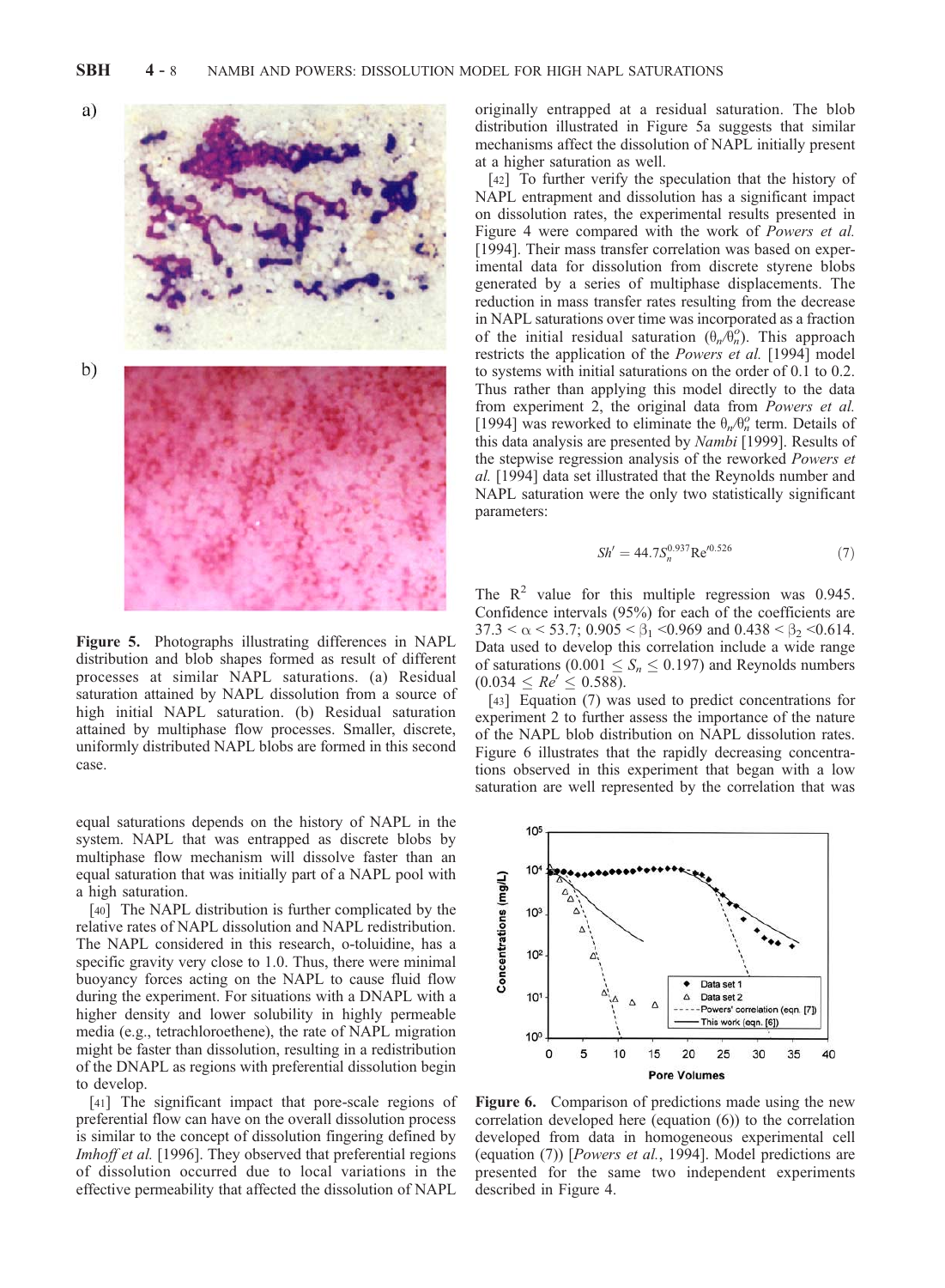Figure 5. Photographs illustrating differences in NAPL distribution and blob shapes formed as result of different processes at similar NAPL saturations. (a) Residual saturation attained by NAPL dissolution from a source of high initial NAPL saturation. (b) Residual saturation attained by multiphase flow processes. Smaller, discrete, uniformly distributed NAPL blobs are formed in this second case.

equal saturations depends on the history of NAPL in the system. NAPL that was entrapped as discrete blobs by multiphase flow mechanism will dissolve faster than an equal saturation that was initially part of a NAPL pool with a high saturation.

[40] The NAPL distribution is further complicated by the relative rates of NAPL dissolution and NAPL redistribution. The NAPL considered in this research, o-toluidine, has a specific gravity very close to 1.0. Thus, there were minimal buoyancy forces acting on the NAPL to cause fluid flow during the experiment. For situations with a DNAPL with a higher density and lower solubility in highly permeable media (e.g., tetrachloroethene), the rate of NAPL migration might be faster than dissolution, resulting in a redistribution of the DNAPL as regions with preferential dissolution begin to develop.

[41] The significant impact that pore-scale regions of preferential flow can have on the overall dissolution process is similar to the concept of dissolution fingering defined by *Imhoff et al.* [1996]. They observed that preferential regions of dissolution occurred due to local variations in the effective permeability that affected the dissolution of NAPL originally entrapped at a residual saturation. The blob distribution illustrated in Figure 5a suggests that similar mechanisms affect the dissolution of NAPL initially present at a higher saturation as well.

[42] To further verify the speculation that the history of NAPL entrapment and dissolution has a significant impact on dissolution rates, the experimental results presented in Figure 4 were compared with the work of *Powers et al.* [1994]. Their mass transfer correlation was based on experimental data for dissolution from discrete styrene blobs generated by a series of multiphase displacements. The reduction in mass transfer rates resulting from the decrease in NAPL saturations over time was incorporated as a fraction of the initial residual saturation ($\theta_n/\theta_n^o$). This approach restricts the application of the *Powers et al.* [1994] model to systems with initial saturations on the order of 0.1 to 0.2. Thus rather than applying this model directly to the data from experiment 2, the original data from *Powers et al.* [1994] was reworked to eliminate the $\theta_n/\theta_n^o$ term. Details of this data analysis are presented by *Nambi* [1999]. Results of the stepwise regression analysis of the reworked *Powers et al.* [1994] data set illustrated that the Reynolds number and NAPL saturation were the only two statistically significant parameters:

$$Sh' = 44.7 S_n^{0.937} \mathrm{Re}'^{0.526} \qquad (7)$$

The $R^2$ value for this multiple regression was 0.945. Confidence intervals (95%) for each of the coefficients are $37.3 < \alpha < 53.7$; $0.905 < \beta_1 < 0.969$ and $0.438 < \beta_2 < 0.614$. Data used to develop this correlation include a wide range of saturations ($0.001 \leq S_n \leq 0.197$) and Reynolds numbers ($0.034 \leq Re' \leq 0.588$).

[43] Equation (7) was used to predict concentrations for experiment 2 to further assess the importance of the nature of the NAPL blob distribution on NAPL dissolution rates. Figure 6 illustrates that the rapidly decreasing concentrations observed in this experiment that began with a low saturation are well represented by the correlation that was

Figure 6. Comparison of predictions made using the new correlation developed here (equation (6)) to the correlation developed from data in homogeneous experimental cell (equation (7)) [*Powers et al.*, 1994]. Model predictions are presented for the same two independent experiments described in Figure 4.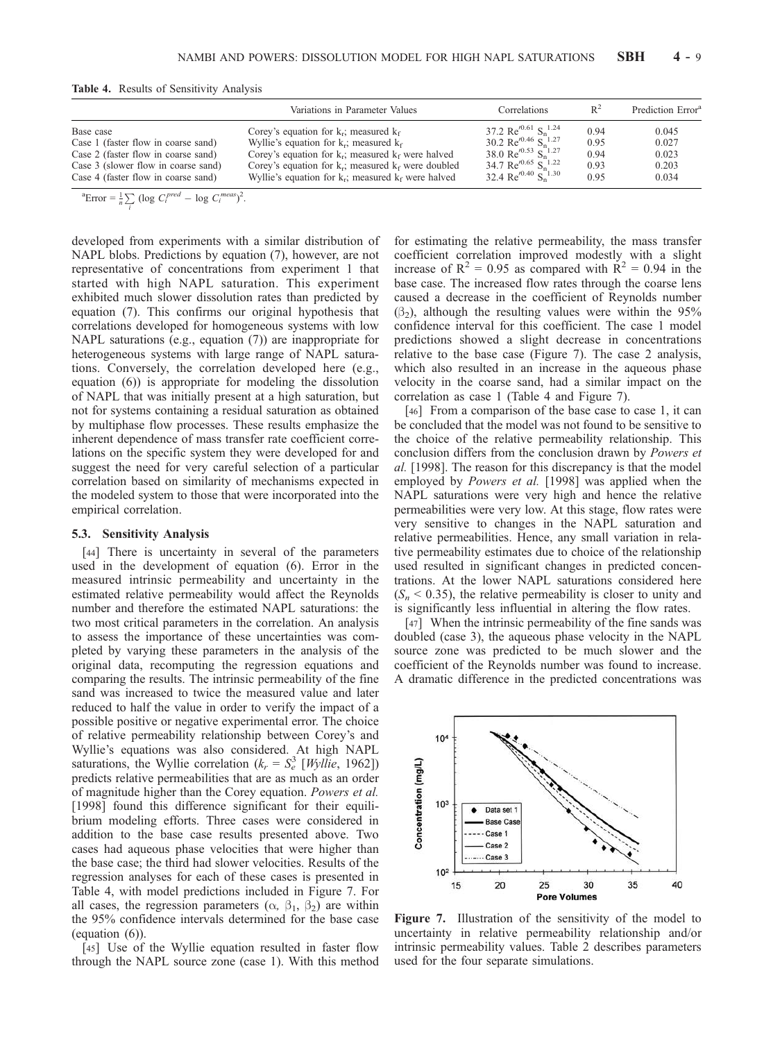**Table 4.** Results of Sensitivity Analysis

| | Variations in Parameter Values | Correlations | $R^2$ | Prediction Error[a] |
|---|---|---|---|---|
| Base case | Corey's equation for $k_r$; measured $k_f$ | $37.2\ Re'^{0.61}\ S_n^{1.24}$ | 0.94 | 0.045 |
| Case 1 (faster flow in coarse sand) | Wyllie's equation for $k_r$; measured $k_f$ | $30.2\ Re'^{0.46}\ S_n^{1.27}$ | 0.95 | 0.027 |
| Case 2 (faster flow in coarse sand) | Corey's equation for $k_r$; measured $k_f$ were halved | $38.0\ Re'^{0.53}\ S_n^{1.27}$ | 0.94 | 0.023 |
| Case 3 (slower flow in coarse sand) | Corey's equation for $k_r$; measured $k_f$ were doubled | $34.7\ Re'^{0.65}\ S_n^{1.22}$ | 0.93 | 0.203 |
| Case 4 (faster flow in coarse sand) | Wyllie's equation for $k_r$; measured $k_f$ were halved | $32.4\ Re'^{0.40}\ S_n^{1.30}$ | 0.95 | 0.034 |

[a]Error $= \frac{1}{n}\sum_i (\log C_i^{pred} - \log C_i^{meas})^2$.

developed from experiments with a similar distribution of NAPL blobs. Predictions by equation (7), however, are not representative of concentrations from experiment 1 that started with high NAPL saturation. This experiment exhibited much slower dissolution rates than predicted by equation (7). This confirms our original hypothesis that correlations developed for homogeneous systems with low NAPL saturations (e.g., equation (7)) are inappropriate for heterogeneous systems with large range of NAPL saturations. Conversely, the correlation developed here (e.g., equation (6)) is appropriate for modeling the dissolution of NAPL that was initially present at a high saturation, but not for systems containing a residual saturation as obtained by multiphase flow processes. These results emphasize the inherent dependence of mass transfer rate coefficient correlations on the specific system they were developed for and suggest the need for very careful selection of a particular correlation based on similarity of mechanisms expected in the modeled system to those that were incorporated into the empirical correlation.

### 5.3. Sensitivity Analysis

[44] There is uncertainty in several of the parameters used in the development of equation (6). Error in the measured intrinsic permeability and uncertainty in the estimated relative permeability would affect the Reynolds number and therefore the estimated NAPL saturations: the two most critical parameters in the correlation. An analysis to assess the importance of these uncertainties was completed by varying these parameters in the analysis of the original data, recomputing the regression equations and comparing the results. The intrinsic permeability of the fine sand was increased to twice the measured value and later reduced to half the value in order to verify the impact of a possible positive or negative experimental error. The choice of relative permeability relationship between Corey's and Wyllie's equations was also considered. At high NAPL saturations, the Wyllie correlation ($k_r = S_e^3$ [*Wyllie*, 1962]) predicts relative permeabilities that are as much as an order of magnitude higher than the Corey equation. *Powers et al.* [1998] found this difference significant for their equilibrium modeling efforts. Three cases were considered in addition to the base case results presented above. Two cases had aqueous phase velocities that were higher than the base case; the third had slower velocities. Results of the regression analyses for each of these cases is presented in Table 4, with model predictions included in Figure 7. For all cases, the regression parameters ($\alpha$, $\beta_1$, $\beta_2$) are within the 95% confidence intervals determined for the base case (equation (6)).

[45] Use of the Wyllie equation resulted in faster flow through the NAPL source zone (case 1). With this method for estimating the relative permeability, the mass transfer coefficient correlation improved modestly with a slight increase of $R^2 = 0.95$ as compared with $R^2 = 0.94$ in the base case. The increased flow rates through the coarse lens caused a decrease in the coefficient of Reynolds number ($\beta_2$), although the resulting values were within the 95% confidence interval for this coefficient. The case 1 model predictions showed a slight decrease in concentrations relative to the base case (Figure 7). The case 2 analysis, which also resulted in an increase in the aqueous phase velocity in the coarse sand, had a similar impact on the correlation as case 1 (Table 4 and Figure 7).

[46] From a comparison of the base case to case 1, it can be concluded that the model was not found to be sensitive to the choice of the relative permeability relationship. This conclusion differs from the conclusion drawn by *Powers et al.* [1998]. The reason for this discrepancy is that the model employed by *Powers et al.* [1998] was applied when the NAPL saturations were very high and hence the relative permeabilities were very low. At this stage, flow rates were very sensitive to changes in the NAPL saturation and relative permeabilities. Hence, any small variation in relative permeability estimates due to choice of the relationship used resulted in significant changes in predicted concentrations. At the lower NAPL saturations considered here ($S_n < 0.35$), the relative permeability is closer to unity and is significantly less influential in altering the flow rates.

[47] When the intrinsic permeability of the fine sands was doubled (case 3), the aqueous phase velocity in the NAPL source zone was predicted to be much slower and the coefficient of the Reynolds number was found to increase. A dramatic difference in the predicted concentrations was

**Figure 7.** Illustration of the sensitivity of the model to uncertainty in relative permeability relationship and/or intrinsic permeability values. Table 2 describes parameters used for the four separate simulations.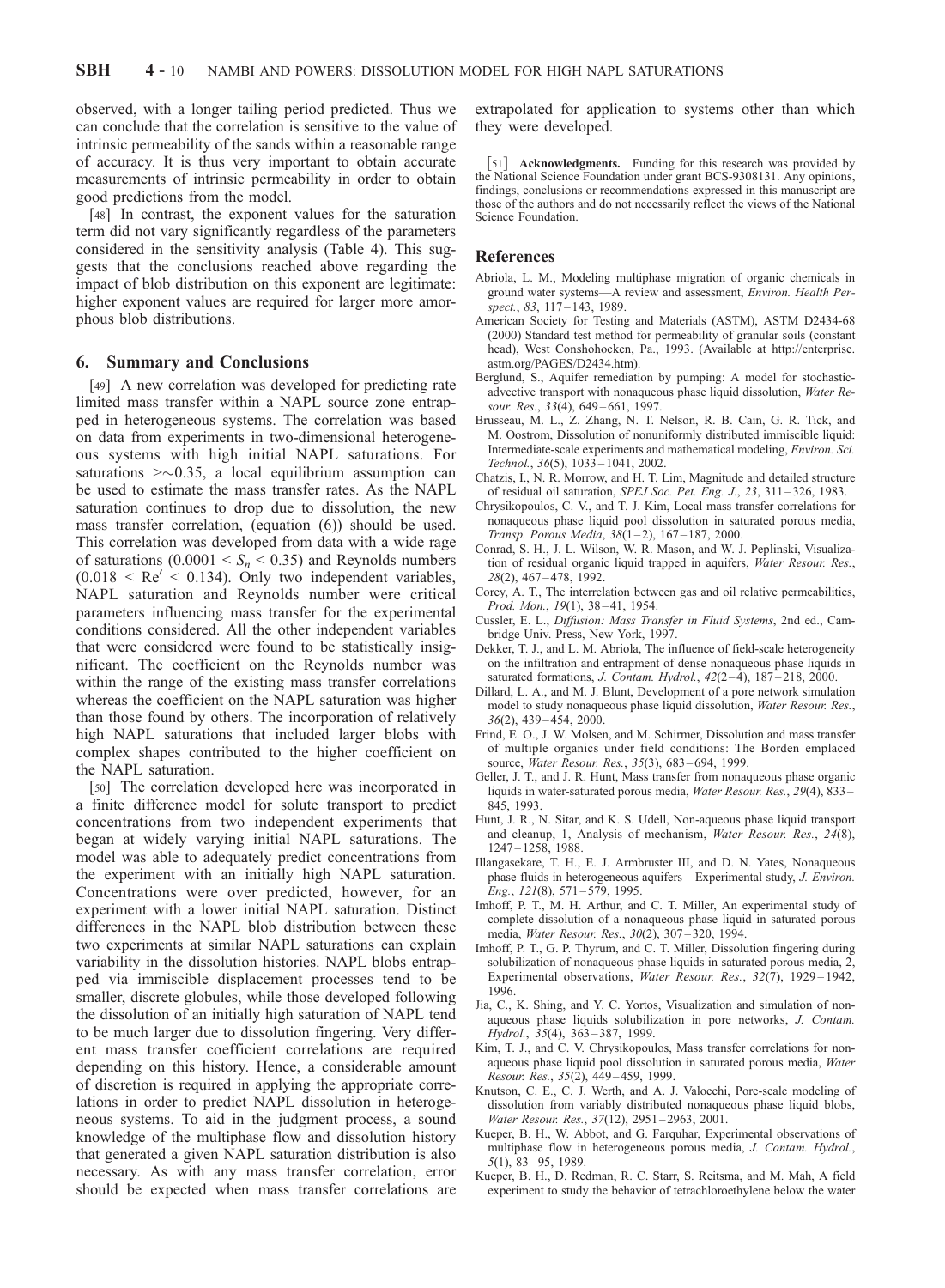observed, with a longer tailing period predicted. Thus we can conclude that the correlation is sensitive to the value of intrinsic permeability of the sands within a reasonable range of accuracy. It is thus very important to obtain accurate measurements of intrinsic permeability in order to obtain good predictions from the model.

[48] In contrast, the exponent values for the saturation term did not vary significantly regardless of the parameters considered in the sensitivity analysis (Table 4). This suggests that the conclusions reached above regarding the impact of blob distribution on this exponent are legitimate: higher exponent values are required for larger more amorphous blob distributions.

## 6. Summary and Conclusions

[49] A new correlation was developed for predicting rate limited mass transfer within a NAPL source zone entrapped in heterogeneous systems. The correlation was based on data from experiments in two-dimensional heterogeneous systems with high initial NAPL saturations. For saturations $>\sim 0.35$, a local equilibrium assumption can be used to estimate the mass transfer rates. As the NAPL saturation continues to drop due to dissolution, the new mass transfer correlation, (equation (6)) should be used. This correlation was developed from data with a wide rage of saturations ($0.0001 < S_n < 0.35$) and Reynolds numbers ($0.018 < \mathrm{Re}' < 0.134$). Only two independent variables, NAPL saturation and Reynolds number were critical parameters influencing mass transfer for the experimental conditions considered. All the other independent variables that were considered were found to be statistically insignificant. The coefficient on the Reynolds number was within the range of the existing mass transfer correlations whereas the coefficient on the NAPL saturation was higher than those found by others. The incorporation of relatively high NAPL saturations that included larger blobs with complex shapes contributed to the higher coefficient on the NAPL saturation.

[50] The correlation developed here was incorporated in a finite difference model for solute transport to predict concentrations from two independent experiments that began at widely varying initial NAPL saturations. The model was able to adequately predict concentrations from the experiment with an initially high NAPL saturation. Concentrations were over predicted, however, for an experiment with a lower initial NAPL saturation. Distinct differences in the NAPL blob distribution between these two experiments at similar NAPL saturations can explain variability in the dissolution histories. NAPL blobs entrapped via immiscible displacement processes tend to be smaller, discrete globules, while those developed following the dissolution of an initially high saturation of NAPL tend to be much larger due to dissolution fingering. Very different mass transfer coefficient correlations are required depending on this history. Hence, a considerable amount of discretion is required in applying the appropriate correlations in order to predict NAPL dissolution in heterogeneous systems. To aid in the judgment process, a sound knowledge of the multiphase flow and dissolution history that generated a given NAPL saturation distribution is also necessary. As with any mass transfer correlation, error should be expected when mass transfer correlations are extrapolated for application to systems other than which they were developed.

[51] **Acknowledgments.** Funding for this research was provided by the National Science Foundation under grant BCS-9308131. Any opinions, findings, conclusions or recommendations expressed in this manuscript are those of the authors and do not necessarily reflect the views of the National Science Foundation.

## References

Abriola, L. M., Modeling multiphase migration of organic chemicals in ground water systems—A review and assessment, *Environ. Health Perspect.*, *83*, 117–143, 1989.

American Society for Testing and Materials (ASTM), ASTM D2434-68 (2000) Standard test method for permeability of granular soils (constant head), West Conshohocken, Pa., 1993. (Available at http://enterprise.astm.org/PAGES/D2434.htm).

Berglund, S., Aquifer remediation by pumping: A model for stochastic-advective transport with nonaqueous phase liquid dissolution, *Water Resour. Res.*, *33*(4), 649–661, 1997.

Brusseau, M. L., Z. Zhang, N. T. Nelson, R. B. Cain, G. R. Tick, and M. Oostrom, Dissolution of nonuniformly distributed immiscible liquid: Intermediate-scale experiments and mathematical modeling, *Environ. Sci. Technol.*, *36*(5), 1033–1041, 2002.

Chatzis, I., N. R. Morrow, and H. T. Lim, Magnitude and detailed structure of residual oil saturation, *SPEJ Soc. Pet. Eng. J.*, *23*, 311–326, 1983.

Chrysikopoulos, C. V., and T. J. Kim, Local mass transfer correlations for nonaqueous phase liquid pool dissolution in saturated porous media, *Transp. Porous Media*, *38*(1–2), 167–187, 2000.

Conrad, S. H., J. L. Wilson, W. R. Mason, and W. J. Peplinski, Visualization of residual organic liquid trapped in aquifers, *Water Resour. Res.*, *28*(2), 467–478, 1992.

Corey, A. T., The interrelation between gas and oil relative permeabilities, *Prod. Mon.*, *19*(1), 38–41, 1954.

Cussler, E. L., *Diffusion: Mass Transfer in Fluid Systems*, 2nd ed., Cambridge Univ. Press, New York, 1997.

Dekker, T. J., and L. M. Abriola, The influence of field-scale heterogeneity on the infiltration and entrapment of dense nonaqueous phase liquids in saturated formations, *J. Contam. Hydrol.*, *42*(2–4), 187–218, 2000.

Dillard, L. A., and M. J. Blunt, Development of a pore network simulation model to study nonaqueous phase liquid dissolution, *Water Resour. Res.*, *36*(2), 439–454, 2000.

Frind, E. O., J. W. Molsen, and M. Schirmer, Dissolution and mass transfer of multiple organics under field conditions: The Borden emplaced source, *Water Resour. Res.*, *35*(3), 683–694, 1999.

Geller, J. T., and J. R. Hunt, Mass transfer from nonaqueous phase organic liquids in water-saturated porous media, *Water Resour. Res.*, *29*(4), 833–845, 1993.

Hunt, J. R., N. Sitar, and K. S. Udell, Non-aqueous phase liquid transport and cleanup, 1, Analysis of mechanism, *Water Resour. Res.*, *24*(8), 1247–1258, 1988.

Illangasekare, T. H., E. J. Armbruster III, and D. N. Yates, Nonaqueous phase fluids in heterogeneous aquifers—Experimental study, *J. Environ. Eng.*, *121*(8), 571–579, 1995.

Imhoff, P. T., M. H. Arthur, and C. T. Miller, An experimental study of complete dissolution of a nonaqueous phase liquid in saturated porous media, *Water Resour. Res.*, *30*(2), 307–320, 1994.

Imhoff, P. T., G. P. Thyrum, and C. T. Miller, Dissolution fingering during solubilization of nonaqueous phase liquids in saturated porous media, 2, Experimental observations, *Water Resour. Res.*, *32*(7), 1929–1942, 1996.

Jia, C., K. Shing, and Y. C. Yortos, Visualization and simulation of non-aqueous phase liquids solubilization in pore networks, *J. Contam. Hydrol.*, *35*(4), 363–387, 1999.

Kim, T. J., and C. V. Chrysikopoulos, Mass transfer correlations for non-aqueous phase liquid pool dissolution in saturated porous media, *Water Resour. Res.*, *35*(2), 449–459, 1999.

Knutson, C. E., C. J. Werth, and A. J. Valocchi, Pore-scale modeling of dissolution from variably distributed nonaqueous phase liquid blobs, *Water Resour. Res.*, *37*(12), 2951–2963, 2001.

Kueper, B. H., W. Abbot, and G. Farquhar, Experimental observations of multiphase flow in heterogeneous porous media, *J. Contam. Hydrol.*, *5*(1), 83–95, 1989.

Kueper, B. H., D. Redman, R. C. Starr, S. Reitsma, and M. Mah, A field experiment to study the behavior of tetrachloroethylene below the water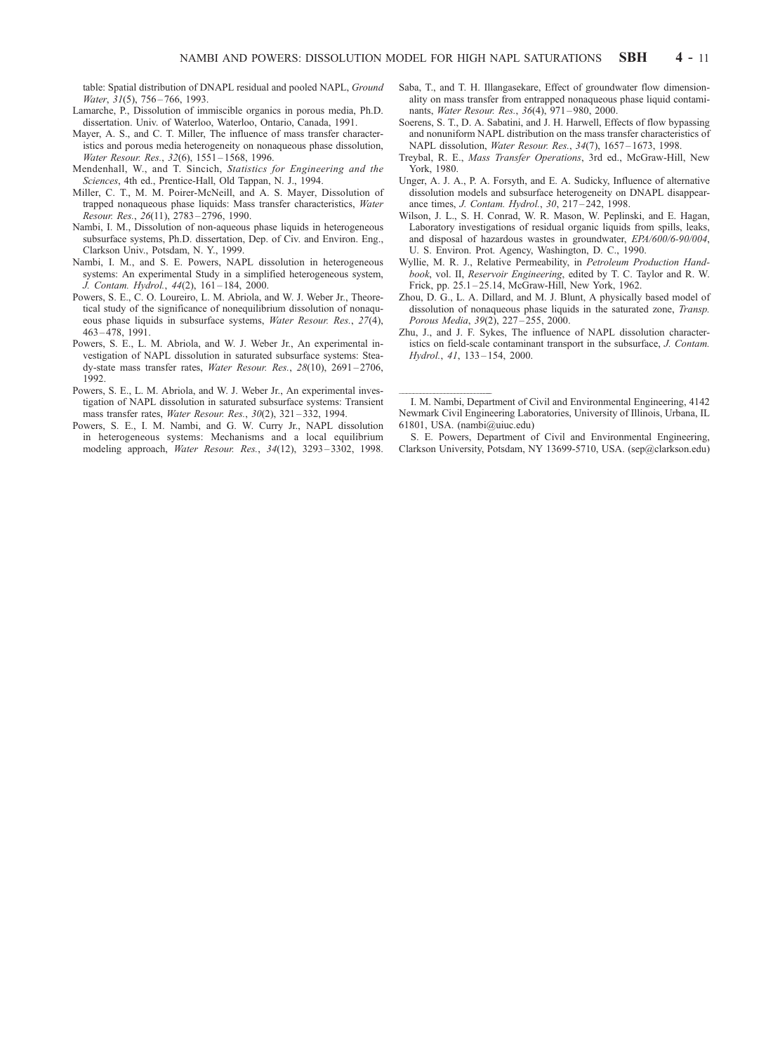table: Spatial distribution of DNAPL residual and pooled NAPL, *Ground Water*, *31*(5), 756–766, 1993.

Lamarche, P., Dissolution of immiscible organics in porous media, Ph.D. dissertation. Univ. of Waterloo, Waterloo, Ontario, Canada, 1991.

Mayer, A. S., and C. T. Miller, The influence of mass transfer characteristics and porous media heterogeneity on nonaqueous phase dissolution, *Water Resour. Res.*, *32*(6), 1551–1568, 1996.

Mendenhall, W., and T. Sincich, *Statistics for Engineering and the Sciences*, 4th ed., Prentice-Hall, Old Tappan, N. J., 1994.

Miller, C. T., M. M. Poirer-McNeill, and A. S. Mayer, Dissolution of trapped nonaqueous phase liquids: Mass transfer characteristics, *Water Resour. Res.*, *26*(11), 2783–2796, 1990.

Nambi, I. M., Dissolution of non-aqueous phase liquids in heterogeneous subsurface systems, Ph.D. dissertation, Dep. of Civ. and Environ. Eng., Clarkson Univ., Potsdam, N. Y., 1999.

Nambi, I. M., and S. E. Powers, NAPL dissolution in heterogeneous systems: An experimental Study in a simplified heterogeneous system, *J. Contam. Hydrol.*, *44*(2), 161–184, 2000.

Powers, S. E., C. O. Loureiro, L. M. Abriola, and W. J. Weber Jr., Theoretical study of the significance of nonequilibrium dissolution of nonaqueous phase liquids in subsurface systems, *Water Resour. Res.*, *27*(4), 463–478, 1991.

Powers, S. E., L. M. Abriola, and W. J. Weber Jr., An experimental investigation of NAPL dissolution in saturated subsurface systems: Steady-state mass transfer rates, *Water Resour. Res.*, *28*(10), 2691–2706, 1992.

Powers, S. E., L. M. Abriola, and W. J. Weber Jr., An experimental investigation of NAPL dissolution in saturated subsurface systems: Transient mass transfer rates, *Water Resour. Res.*, *30*(2), 321–332, 1994.

Powers, S. E., I. M. Nambi, and G. W. Curry Jr., NAPL dissolution in heterogeneous systems: Mechanisms and a local equilibrium modeling approach, *Water Resour. Res.*, *34*(12), 3293–3302, 1998.

Saba, T., and T. H. Illangasekare, Effect of groundwater flow dimensionality on mass transfer from entrapped nonaqueous phase liquid contaminants, *Water Resour. Res.*, *36*(4), 971–980, 2000.

Soerens, S. T., D. A. Sabatini, and J. H. Harwell, Effects of flow bypassing and nonuniform NAPL distribution on the mass transfer characteristics of NAPL dissolution, *Water Resour. Res.*, *34*(7), 1657–1673, 1998.

Treybal, R. E., *Mass Transfer Operations*, 3rd ed., McGraw-Hill, New York, 1980.

Unger, A. J. A., P. A. Forsyth, and E. A. Sudicky, Influence of alternative dissolution models and subsurface heterogeneity on DNAPL disappearance times, *J. Contam. Hydrol.*, *30*, 217–242, 1998.

Wilson, J. L., S. H. Conrad, W. R. Mason, W. Peplinski, and E. Hagan, Laboratory investigations of residual organic liquids from spills, leaks, and disposal of hazardous wastes in groundwater, *EPA/600/6-90/004*, U. S. Environ. Prot. Agency, Washington, D. C., 1990.

Wyllie, M. R. J., Relative Permeability, in *Petroleum Production Handbook*, vol. II, *Reservoir Engineering*, edited by T. C. Taylor and R. W. Frick, pp. 25.1–25.14, McGraw-Hill, New York, 1962.

Zhou, D. G., L. A. Dillard, and M. J. Blunt, A physically based model of dissolution of nonaqueous phase liquids in the saturated zone, *Transp. Porous Media*, *39*(2), 227–255, 2000.

Zhu, J., and J. F. Sykes, The influence of NAPL dissolution characteristics on field-scale contaminant transport in the subsurface, *J. Contam. Hydrol.*, *41*, 133–154, 2000.

---

I. M. Nambi, Department of Civil and Environmental Engineering, 4142 Newmark Civil Engineering Laboratories, University of Illinois, Urbana, IL 61801, USA. (nambi@uiuc.edu)

S. E. Powers, Department of Civil and Environmental Engineering, Clarkson University, Potsdam, NY 13699-5710, USA. (sep@clarkson.edu)